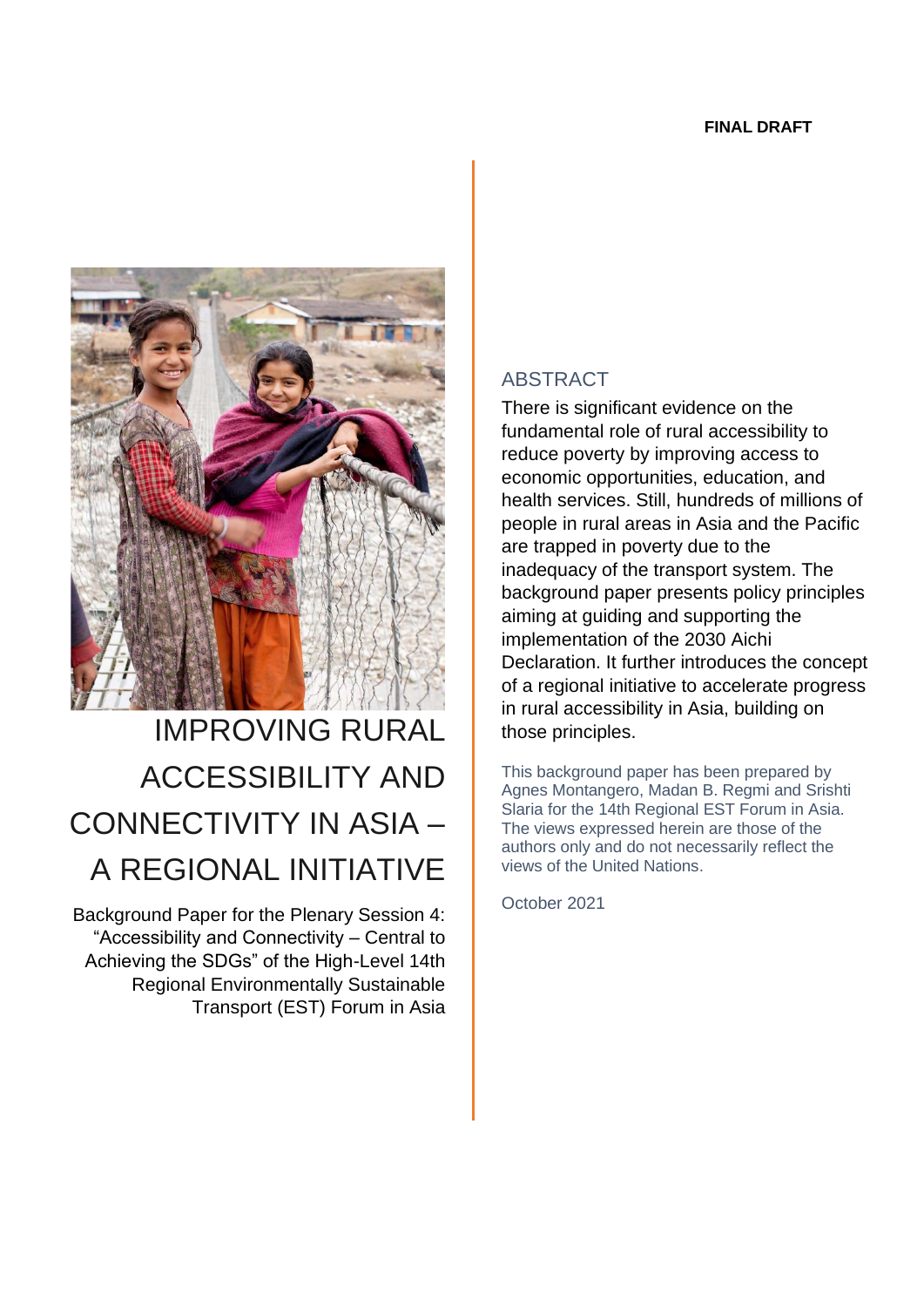**FINAL DRAFT**

# IMPROVING RURAL ACCESSIBILITY AND CONNECTIVITY IN ASIA – A REGIONAL INITIATIVE

Background Paper for the Plenary Session 4: “Accessibility and Connectivity – Central to Achieving the SDGs” of the High-Level 14th Regional Environmentally Sustainable Transport (EST) Forum in Asia

## ABSTRACT

There is significant evidence on the fundamental role of rural accessibility to reduce poverty by improving access to economic opportunities, education, and health services. Still, hundreds of millions of people in rural areas in Asia and the Pacific are trapped in poverty due to the inadequacy of the transport system. The background paper presents policy principles aiming at guiding and supporting the implementation of the 2030 Aichi Declaration. It further introduces the concept of a regional initiative to accelerate progress in rural accessibility in Asia, building on those principles.

This background paper has been prepared by Agnes Montangero, Madan B. Regmi and Srishti Slaria for the 14th Regional EST Forum in Asia. The views expressed herein are those of the authors only and do not necessarily reflect the views of the United Nations.

October 2021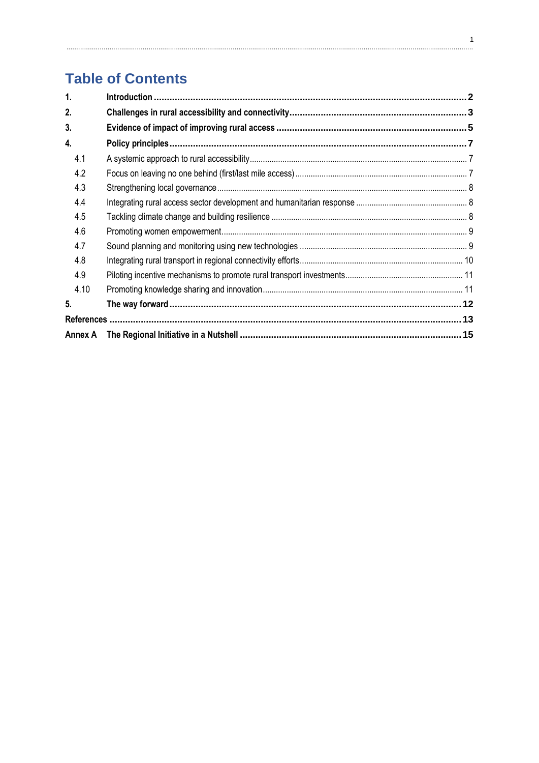# Table of Contents

| | | |
|---|---|---|
| **1.** | **Introduction** | **2** |
| **2.** | **Challenges in rural accessibility and connectivity** | **3** |
| **3.** | **Evidence of impact of improving rural access** | **5** |
| **4.** | **Policy principles** | **7** |
| 4.1 | A systemic approach to rural accessibility | 7 |
| 4.2 | Focus on leaving no one behind (first/last mile access) | 7 |
| 4.3 | Strengthening local governance | 8 |
| 4.4 | Integrating rural access sector development and humanitarian response | 8 |
| 4.5 | Tackling climate change and building resilience | 8 |
| 4.6 | Promoting women empowerment | 9 |
| 4.7 | Sound planning and monitoring using new technologies | 9 |
| 4.8 | Integrating rural transport in regional connectivity efforts | 10 |
| 4.9 | Piloting incentive mechanisms to promote rural transport investments | 11 |
| 4.10 | Promoting knowledge sharing and innovation | 11 |
| **5.** | **The way forward** | **12** |
| **References** | | **13** |
| **Annex A** | **The Regional Initiative in a Nutshell** | **15** |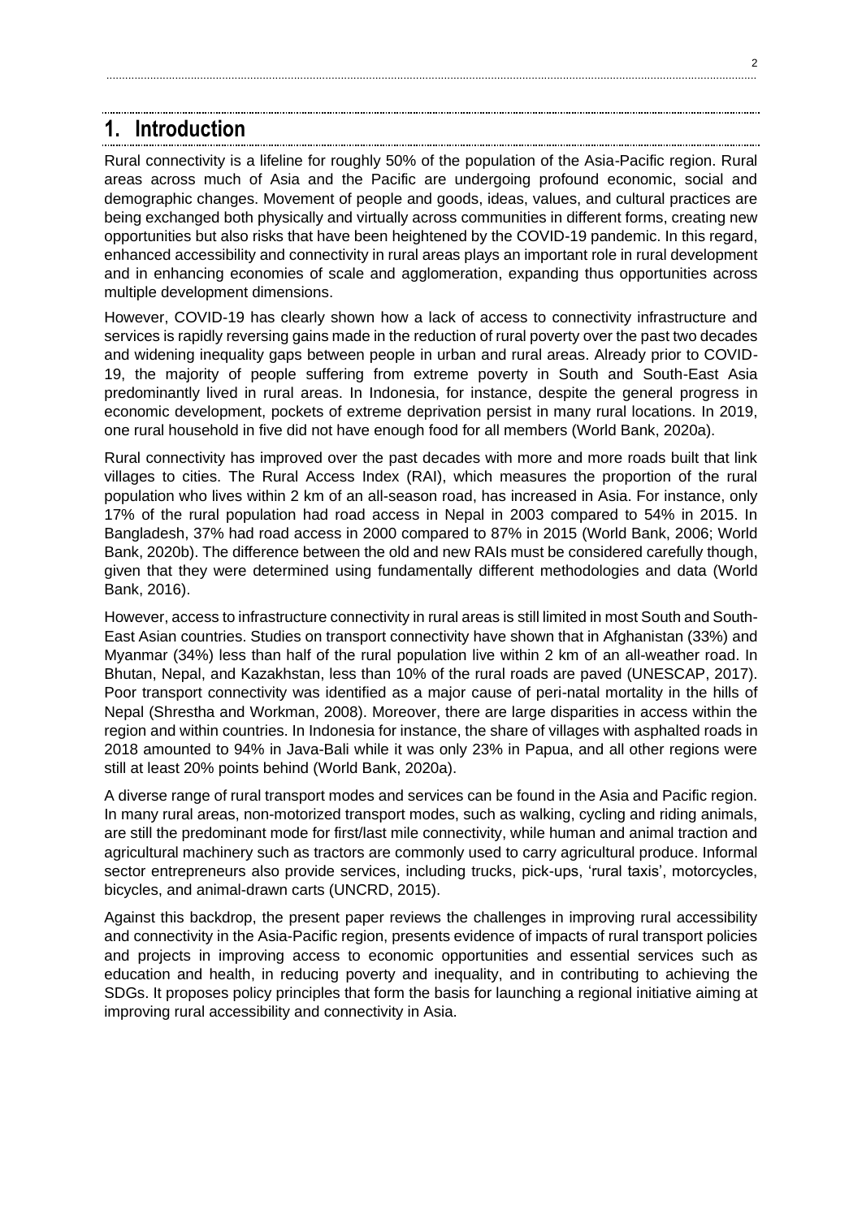# 1. Introduction

Rural connectivity is a lifeline for roughly 50% of the population of the Asia-Pacific region. Rural areas across much of Asia and the Pacific are undergoing profound economic, social and demographic changes. Movement of people and goods, ideas, values, and cultural practices are being exchanged both physically and virtually across communities in different forms, creating new opportunities but also risks that have been heightened by the COVID-19 pandemic. In this regard, enhanced accessibility and connectivity in rural areas plays an important role in rural development and in enhancing economies of scale and agglomeration, expanding thus opportunities across multiple development dimensions.

However, COVID-19 has clearly shown how a lack of access to connectivity infrastructure and services is rapidly reversing gains made in the reduction of rural poverty over the past two decades and widening inequality gaps between people in urban and rural areas. Already prior to COVID-19, the majority of people suffering from extreme poverty in South and South-East Asia predominantly lived in rural areas. In Indonesia, for instance, despite the general progress in economic development, pockets of extreme deprivation persist in many rural locations. In 2019, one rural household in five did not have enough food for all members (World Bank, 2020a).

Rural connectivity has improved over the past decades with more and more roads built that link villages to cities. The Rural Access Index (RAI), which measures the proportion of the rural population who lives within 2 km of an all-season road, has increased in Asia. For instance, only 17% of the rural population had road access in Nepal in 2003 compared to 54% in 2015. In Bangladesh, 37% had road access in 2000 compared to 87% in 2015 (World Bank, 2006; World Bank, 2020b). The difference between the old and new RAIs must be considered carefully though, given that they were determined using fundamentally different methodologies and data (World Bank, 2016).

However, access to infrastructure connectivity in rural areas is still limited in most South and South-East Asian countries. Studies on transport connectivity have shown that in Afghanistan (33%) and Myanmar (34%) less than half of the rural population live within 2 km of an all-weather road. In Bhutan, Nepal, and Kazakhstan, less than 10% of the rural roads are paved (UNESCAP, 2017). Poor transport connectivity was identified as a major cause of peri-natal mortality in the hills of Nepal (Shrestha and Workman, 2008). Moreover, there are large disparities in access within the region and within countries. In Indonesia for instance, the share of villages with asphalted roads in 2018 amounted to 94% in Java-Bali while it was only 23% in Papua, and all other regions were still at least 20% points behind (World Bank, 2020a).

A diverse range of rural transport modes and services can be found in the Asia and Pacific region. In many rural areas, non-motorized transport modes, such as walking, cycling and riding animals, are still the predominant mode for first/last mile connectivity, while human and animal traction and agricultural machinery such as tractors are commonly used to carry agricultural produce. Informal sector entrepreneurs also provide services, including trucks, pick-ups, 'rural taxis', motorcycles, bicycles, and animal-drawn carts (UNCRD, 2015).

Against this backdrop, the present paper reviews the challenges in improving rural accessibility and connectivity in the Asia-Pacific region, presents evidence of impacts of rural transport policies and projects in improving access to economic opportunities and essential services such as education and health, in reducing poverty and inequality, and in contributing to achieving the SDGs. It proposes policy principles that form the basis for launching a regional initiative aiming at improving rural accessibility and connectivity in Asia.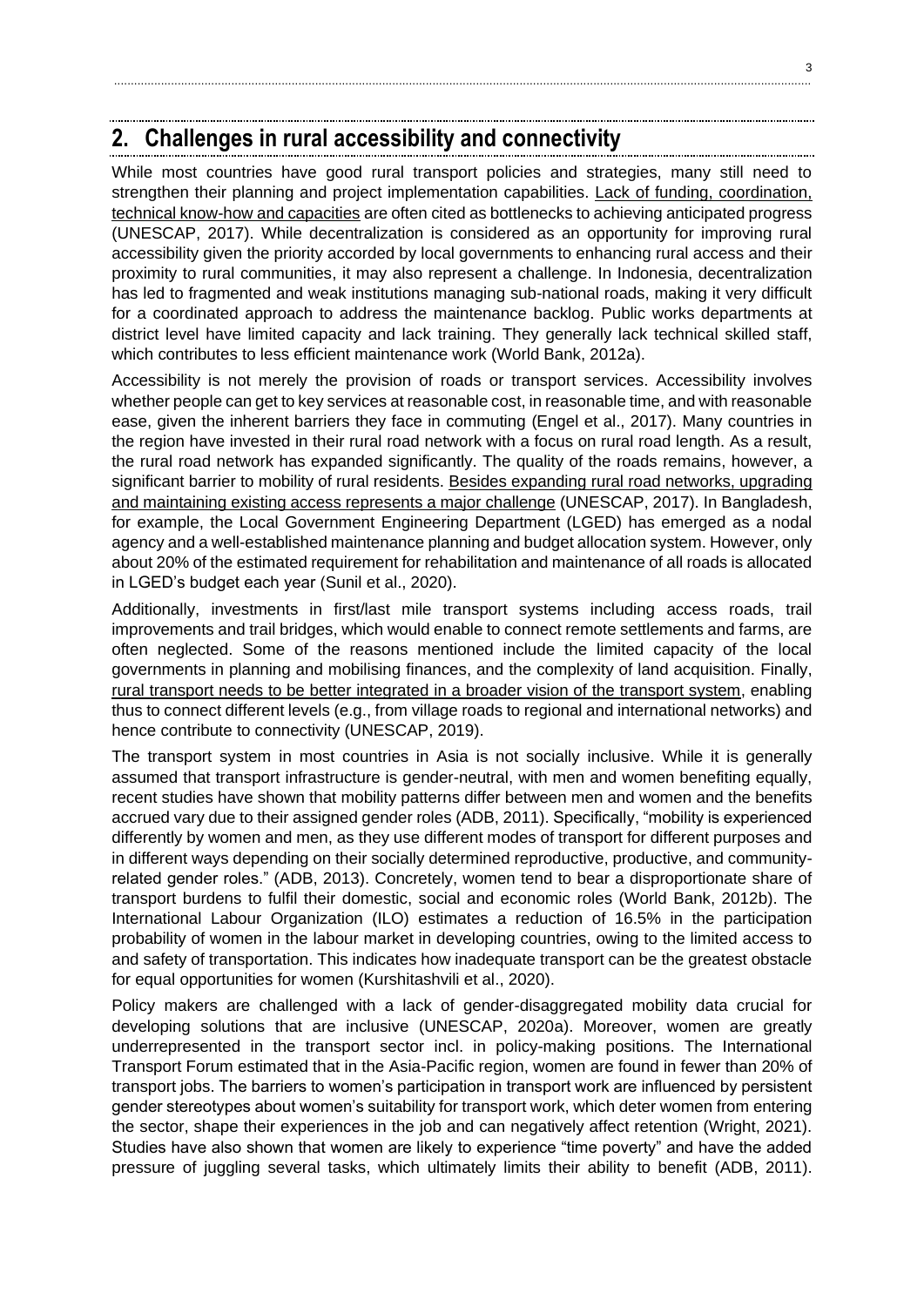## 2. Challenges in rural accessibility and connectivity

While most countries have good rural transport policies and strategies, many still need to strengthen their planning and project implementation capabilities. Lack of funding, coordination, technical know-how and capacities are often cited as bottlenecks to achieving anticipated progress (UNESCAP, 2017). While decentralization is considered as an opportunity for improving rural accessibility given the priority accorded by local governments to enhancing rural access and their proximity to rural communities, it may also represent a challenge. In Indonesia, decentralization has led to fragmented and weak institutions managing sub-national roads, making it very difficult for a coordinated approach to address the maintenance backlog. Public works departments at district level have limited capacity and lack training. They generally lack technical skilled staff, which contributes to less efficient maintenance work (World Bank, 2012a).

Accessibility is not merely the provision of roads or transport services. Accessibility involves whether people can get to key services at reasonable cost, in reasonable time, and with reasonable ease, given the inherent barriers they face in commuting (Engel et al., 2017). Many countries in the region have invested in their rural road network with a focus on rural road length. As a result, the rural road network has expanded significantly. The quality of the roads remains, however, a significant barrier to mobility of rural residents. Besides expanding rural road networks, upgrading and maintaining existing access represents a major challenge (UNESCAP, 2017). In Bangladesh, for example, the Local Government Engineering Department (LGED) has emerged as a nodal agency and a well-established maintenance planning and budget allocation system. However, only about 20% of the estimated requirement for rehabilitation and maintenance of all roads is allocated in LGED's budget each year (Sunil et al., 2020).

Additionally, investments in first/last mile transport systems including access roads, trail improvements and trail bridges, which would enable to connect remote settlements and farms, are often neglected. Some of the reasons mentioned include the limited capacity of the local governments in planning and mobilising finances, and the complexity of land acquisition. Finally, rural transport needs to be better integrated in a broader vision of the transport system, enabling thus to connect different levels (e.g., from village roads to regional and international networks) and hence contribute to connectivity (UNESCAP, 2019).

The transport system in most countries in Asia is not socially inclusive. While it is generally assumed that transport infrastructure is gender-neutral, with men and women benefiting equally, recent studies have shown that mobility patterns differ between men and women and the benefits accrued vary due to their assigned gender roles (ADB, 2011). Specifically, "mobility is experienced differently by women and men, as they use different modes of transport for different purposes and in different ways depending on their socially determined reproductive, productive, and community-related gender roles." (ADB, 2013). Concretely, women tend to bear a disproportionate share of transport burdens to fulfil their domestic, social and economic roles (World Bank, 2012b). The International Labour Organization (ILO) estimates a reduction of 16.5% in the participation probability of women in the labour market in developing countries, owing to the limited access to and safety of transportation. This indicates how inadequate transport can be the greatest obstacle for equal opportunities for women (Kurshitashvili et al., 2020).

Policy makers are challenged with a lack of gender-disaggregated mobility data crucial for developing solutions that are inclusive (UNESCAP, 2020a). Moreover, women are greatly underrepresented in the transport sector incl. in policy-making positions. The International Transport Forum estimated that in the Asia-Pacific region, women are found in fewer than 20% of transport jobs. The barriers to women's participation in transport work are influenced by persistent gender stereotypes about women's suitability for transport work, which deter women from entering the sector, shape their experiences in the job and can negatively affect retention (Wright, 2021). Studies have also shown that women are likely to experience "time poverty" and have the added pressure of juggling several tasks, which ultimately limits their ability to benefit (ADB, 2011).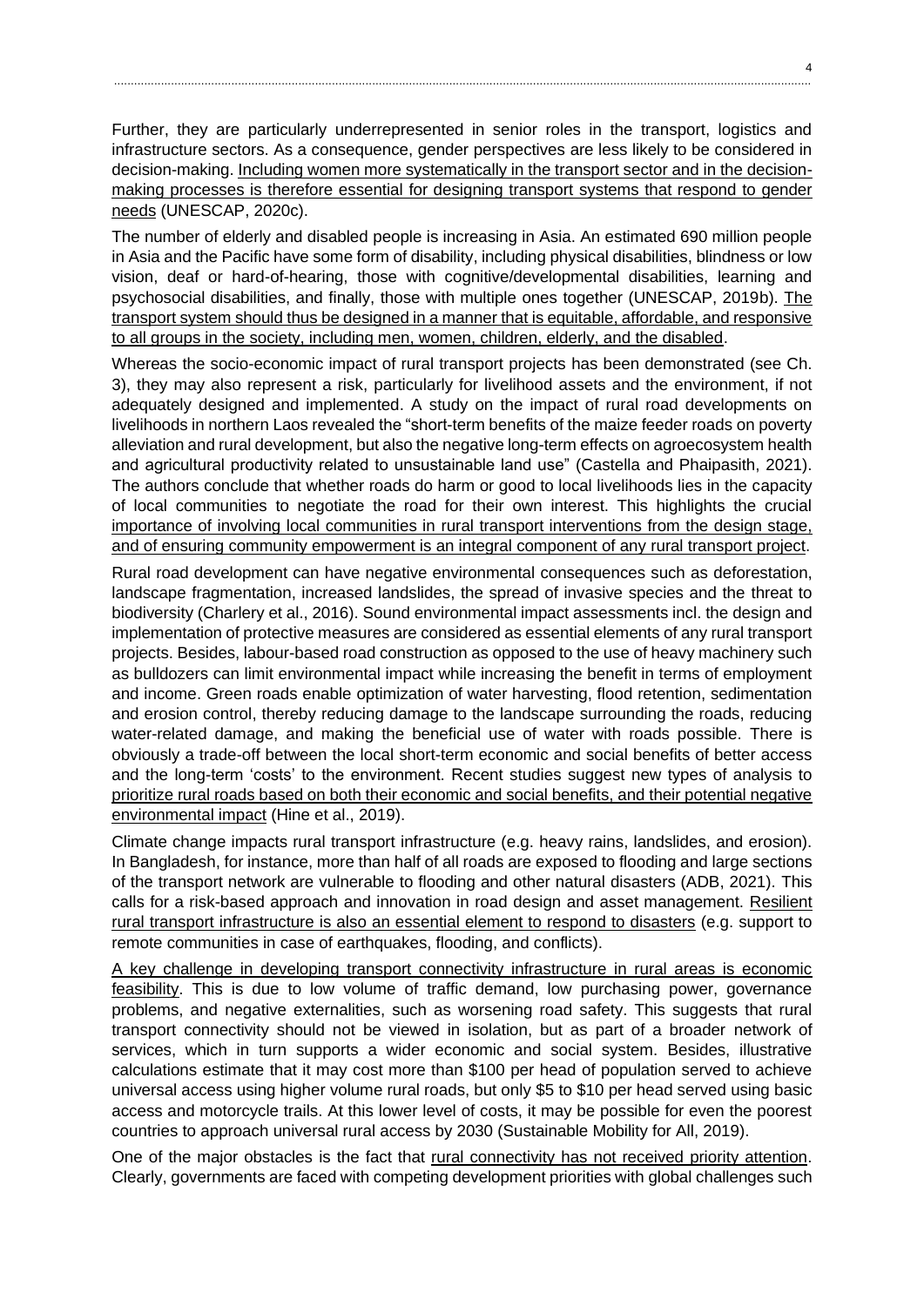Further, they are particularly underrepresented in senior roles in the transport, logistics and infrastructure sectors. As a consequence, gender perspectives are less likely to be considered in decision-making. Including women more systematically in the transport sector and in the decision-making processes is therefore essential for designing transport systems that respond to gender needs (UNESCAP, 2020c).

The number of elderly and disabled people is increasing in Asia. An estimated 690 million people in Asia and the Pacific have some form of disability, including physical disabilities, blindness or low vision, deaf or hard-of-hearing, those with cognitive/developmental disabilities, learning and psychosocial disabilities, and finally, those with multiple ones together (UNESCAP, 2019b). The transport system should thus be designed in a manner that is equitable, affordable, and responsive to all groups in the society, including men, women, children, elderly, and the disabled.

Whereas the socio-economic impact of rural transport projects has been demonstrated (see Ch. 3), they may also represent a risk, particularly for livelihood assets and the environment, if not adequately designed and implemented. A study on the impact of rural road developments on livelihoods in northern Laos revealed the "short-term benefits of the maize feeder roads on poverty alleviation and rural development, but also the negative long-term effects on agroecosystem health and agricultural productivity related to unsustainable land use" (Castella and Phaipasith, 2021). The authors conclude that whether roads do harm or good to local livelihoods lies in the capacity of local communities to negotiate the road for their own interest. This highlights the crucial importance of involving local communities in rural transport interventions from the design stage, and of ensuring community empowerment is an integral component of any rural transport project.

Rural road development can have negative environmental consequences such as deforestation, landscape fragmentation, increased landslides, the spread of invasive species and the threat to biodiversity (Charlery et al., 2016). Sound environmental impact assessments incl. the design and implementation of protective measures are considered as essential elements of any rural transport projects. Besides, labour-based road construction as opposed to the use of heavy machinery such as bulldozers can limit environmental impact while increasing the benefit in terms of employment and income. Green roads enable optimization of water harvesting, flood retention, sedimentation and erosion control, thereby reducing damage to the landscape surrounding the roads, reducing water-related damage, and making the beneficial use of water with roads possible. There is obviously a trade-off between the local short-term economic and social benefits of better access and the long-term 'costs' to the environment. Recent studies suggest new types of analysis to prioritize rural roads based on both their economic and social benefits, and their potential negative environmental impact (Hine et al., 2019).

Climate change impacts rural transport infrastructure (e.g. heavy rains, landslides, and erosion). In Bangladesh, for instance, more than half of all roads are exposed to flooding and large sections of the transport network are vulnerable to flooding and other natural disasters (ADB, 2021). This calls for a risk-based approach and innovation in road design and asset management. Resilient rural transport infrastructure is also an essential element to respond to disasters (e.g. support to remote communities in case of earthquakes, flooding, and conflicts).

A key challenge in developing transport connectivity infrastructure in rural areas is economic feasibility. This is due to low volume of traffic demand, low purchasing power, governance problems, and negative externalities, such as worsening road safety. This suggests that rural transport connectivity should not be viewed in isolation, but as part of a broader network of services, which in turn supports a wider economic and social system. Besides, illustrative calculations estimate that it may cost more than $100 per head of population served to achieve universal access using higher volume rural roads, but only $5 to $10 per head served using basic access and motorcycle trails. At this lower level of costs, it may be possible for even the poorest countries to approach universal rural access by 2030 (Sustainable Mobility for All, 2019).

One of the major obstacles is the fact that rural connectivity has not received priority attention. Clearly, governments are faced with competing development priorities with global challenges such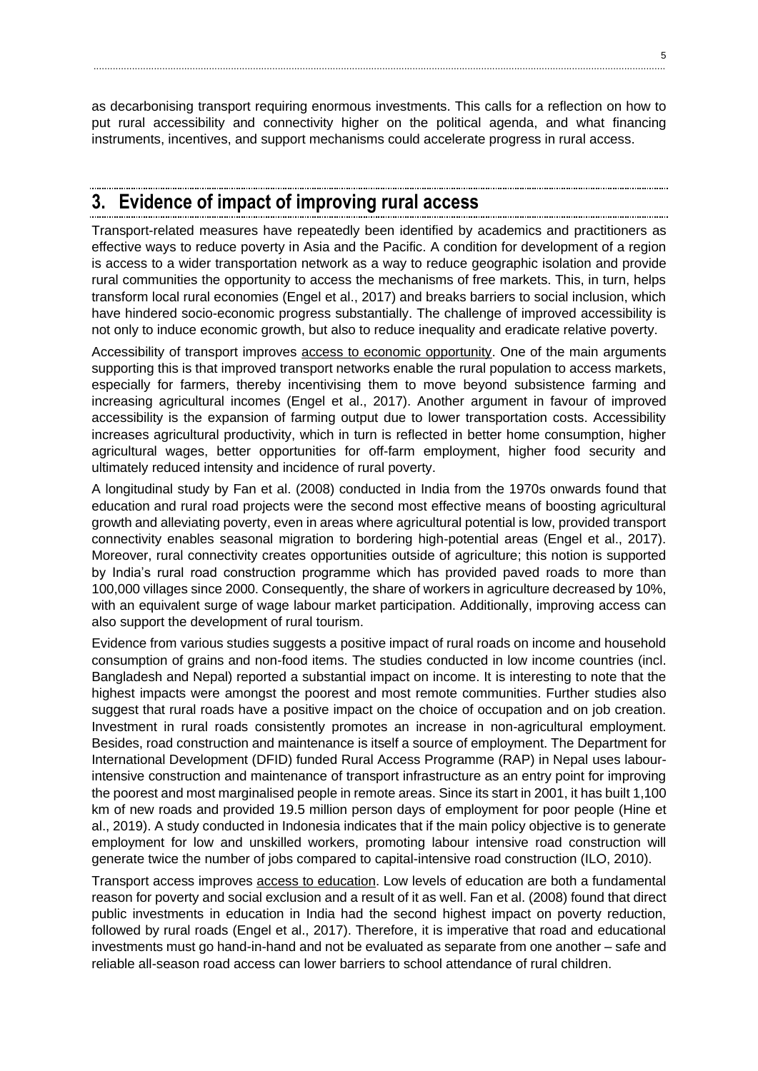as decarbonising transport requiring enormous investments. This calls for a reflection on how to put rural accessibility and connectivity higher on the political agenda, and what financing instruments, incentives, and support mechanisms could accelerate progress in rural access.

## 3. Evidence of impact of improving rural access

Transport-related measures have repeatedly been identified by academics and practitioners as effective ways to reduce poverty in Asia and the Pacific. A condition for development of a region is access to a wider transportation network as a way to reduce geographic isolation and provide rural communities the opportunity to access the mechanisms of free markets. This, in turn, helps transform local rural economies (Engel et al., 2017) and breaks barriers to social inclusion, which have hindered socio-economic progress substantially. The challenge of improved accessibility is not only to induce economic growth, but also to reduce inequality and eradicate relative poverty.

Accessibility of transport improves access to economic opportunity. One of the main arguments supporting this is that improved transport networks enable the rural population to access markets, especially for farmers, thereby incentivising them to move beyond subsistence farming and increasing agricultural incomes (Engel et al., 2017). Another argument in favour of improved accessibility is the expansion of farming output due to lower transportation costs. Accessibility increases agricultural productivity, which in turn is reflected in better home consumption, higher agricultural wages, better opportunities for off-farm employment, higher food security and ultimately reduced intensity and incidence of rural poverty.

A longitudinal study by Fan et al. (2008) conducted in India from the 1970s onwards found that education and rural road projects were the second most effective means of boosting agricultural growth and alleviating poverty, even in areas where agricultural potential is low, provided transport connectivity enables seasonal migration to bordering high-potential areas (Engel et al., 2017). Moreover, rural connectivity creates opportunities outside of agriculture; this notion is supported by India's rural road construction programme which has provided paved roads to more than 100,000 villages since 2000. Consequently, the share of workers in agriculture decreased by 10%, with an equivalent surge of wage labour market participation. Additionally, improving access can also support the development of rural tourism.

Evidence from various studies suggests a positive impact of rural roads on income and household consumption of grains and non-food items. The studies conducted in low income countries (incl. Bangladesh and Nepal) reported a substantial impact on income. It is interesting to note that the highest impacts were amongst the poorest and most remote communities. Further studies also suggest that rural roads have a positive impact on the choice of occupation and on job creation. Investment in rural roads consistently promotes an increase in non-agricultural employment. Besides, road construction and maintenance is itself a source of employment. The Department for International Development (DFID) funded Rural Access Programme (RAP) in Nepal uses labour-intensive construction and maintenance of transport infrastructure as an entry point for improving the poorest and most marginalised people in remote areas. Since its start in 2001, it has built 1,100 km of new roads and provided 19.5 million person days of employment for poor people (Hine et al., 2019). A study conducted in Indonesia indicates that if the main policy objective is to generate employment for low and unskilled workers, promoting labour intensive road construction will generate twice the number of jobs compared to capital-intensive road construction (ILO, 2010).

Transport access improves access to education. Low levels of education are both a fundamental reason for poverty and social exclusion and a result of it as well. Fan et al. (2008) found that direct public investments in education in India had the second highest impact on poverty reduction, followed by rural roads (Engel et al., 2017). Therefore, it is imperative that road and educational investments must go hand-in-hand and not be evaluated as separate from one another – safe and reliable all-season road access can lower barriers to school attendance of rural children.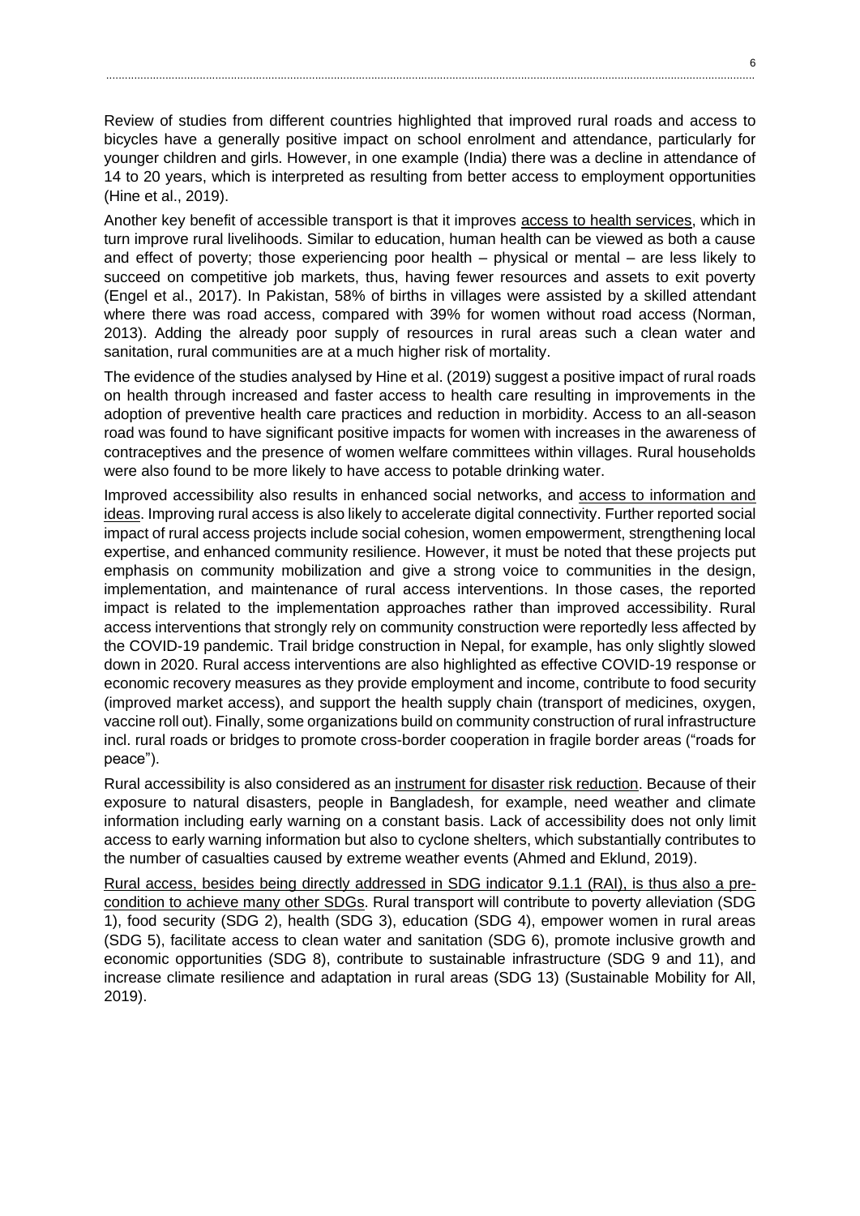Review of studies from different countries highlighted that improved rural roads and access to bicycles have a generally positive impact on school enrolment and attendance, particularly for younger children and girls. However, in one example (India) there was a decline in attendance of 14 to 20 years, which is interpreted as resulting from better access to employment opportunities (Hine et al., 2019).

Another key benefit of accessible transport is that it improves access to health services, which in turn improve rural livelihoods. Similar to education, human health can be viewed as both a cause and effect of poverty; those experiencing poor health – physical or mental – are less likely to succeed on competitive job markets, thus, having fewer resources and assets to exit poverty (Engel et al., 2017). In Pakistan, 58% of births in villages were assisted by a skilled attendant where there was road access, compared with 39% for women without road access (Norman, 2013). Adding the already poor supply of resources in rural areas such a clean water and sanitation, rural communities are at a much higher risk of mortality.

The evidence of the studies analysed by Hine et al. (2019) suggest a positive impact of rural roads on health through increased and faster access to health care resulting in improvements in the adoption of preventive health care practices and reduction in morbidity. Access to an all-season road was found to have significant positive impacts for women with increases in the awareness of contraceptives and the presence of women welfare committees within villages. Rural households were also found to be more likely to have access to potable drinking water.

Improved accessibility also results in enhanced social networks, and access to information and ideas. Improving rural access is also likely to accelerate digital connectivity. Further reported social impact of rural access projects include social cohesion, women empowerment, strengthening local expertise, and enhanced community resilience. However, it must be noted that these projects put emphasis on community mobilization and give a strong voice to communities in the design, implementation, and maintenance of rural access interventions. In those cases, the reported impact is related to the implementation approaches rather than improved accessibility. Rural access interventions that strongly rely on community construction were reportedly less affected by the COVID-19 pandemic. Trail bridge construction in Nepal, for example, has only slightly slowed down in 2020. Rural access interventions are also highlighted as effective COVID-19 response or economic recovery measures as they provide employment and income, contribute to food security (improved market access), and support the health supply chain (transport of medicines, oxygen, vaccine roll out). Finally, some organizations build on community construction of rural infrastructure incl. rural roads or bridges to promote cross-border cooperation in fragile border areas ("roads for peace").

Rural accessibility is also considered as an instrument for disaster risk reduction. Because of their exposure to natural disasters, people in Bangladesh, for example, need weather and climate information including early warning on a constant basis. Lack of accessibility does not only limit access to early warning information but also to cyclone shelters, which substantially contributes to the number of casualties caused by extreme weather events (Ahmed and Eklund, 2019).

Rural access, besides being directly addressed in SDG indicator 9.1.1 (RAI), is thus also a pre-condition to achieve many other SDGs. Rural transport will contribute to poverty alleviation (SDG 1), food security (SDG 2), health (SDG 3), education (SDG 4), empower women in rural areas (SDG 5), facilitate access to clean water and sanitation (SDG 6), promote inclusive growth and economic opportunities (SDG 8), contribute to sustainable infrastructure (SDG 9 and 11), and increase climate resilience and adaptation in rural areas (SDG 13) (Sustainable Mobility for All, 2019).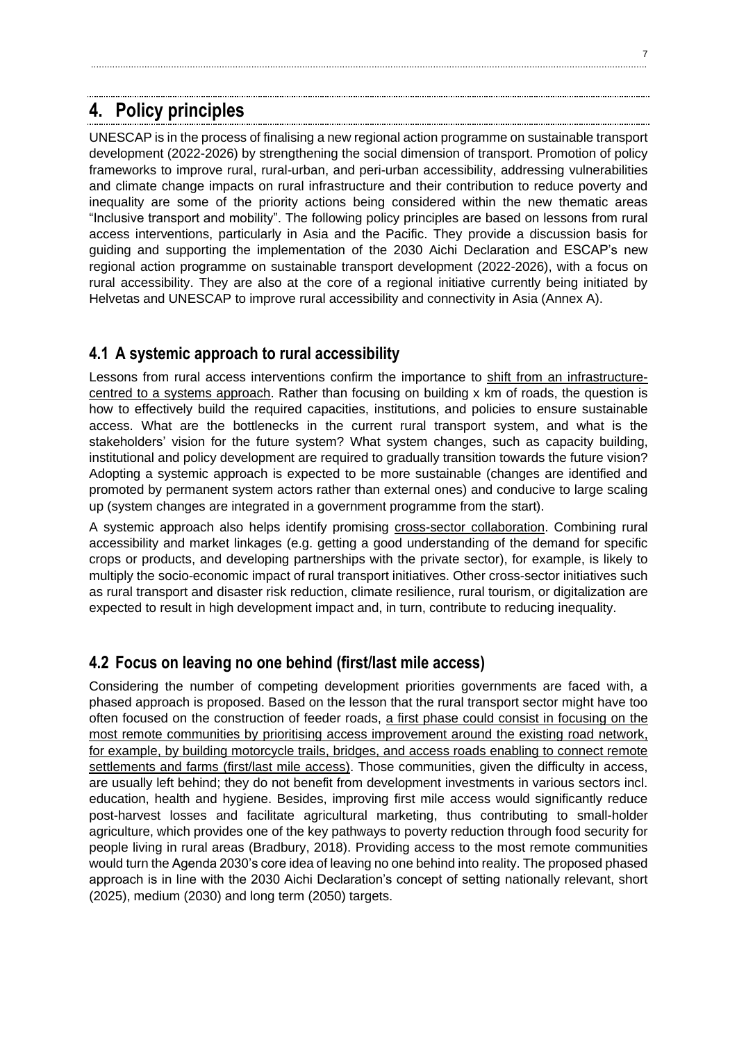# 4. Policy principles

UNESCAP is in the process of finalising a new regional action programme on sustainable transport development (2022-2026) by strengthening the social dimension of transport. Promotion of policy frameworks to improve rural, rural-urban, and peri-urban accessibility, addressing vulnerabilities and climate change impacts on rural infrastructure and their contribution to reduce poverty and inequality are some of the priority actions being considered within the new thematic areas "Inclusive transport and mobility". The following policy principles are based on lessons from rural access interventions, particularly in Asia and the Pacific. They provide a discussion basis for guiding and supporting the implementation of the 2030 Aichi Declaration and ESCAP's new regional action programme on sustainable transport development (2022-2026), with a focus on rural accessibility. They are also at the core of a regional initiative currently being initiated by Helvetas and UNESCAP to improve rural accessibility and connectivity in Asia (Annex A).

## 4.1 A systemic approach to rural accessibility

Lessons from rural access interventions confirm the importance to <u>shift from an infrastructure-centred to a systems approach</u>. Rather than focusing on building x km of roads, the question is how to effectively build the required capacities, institutions, and policies to ensure sustainable access. What are the bottlenecks in the current rural transport system, and what is the stakeholders' vision for the future system? What system changes, such as capacity building, institutional and policy development are required to gradually transition towards the future vision? Adopting a systemic approach is expected to be more sustainable (changes are identified and promoted by permanent system actors rather than external ones) and conducive to large scaling up (system changes are integrated in a government programme from the start).

A systemic approach also helps identify promising <u>cross-sector collaboration</u>. Combining rural accessibility and market linkages (e.g. getting a good understanding of the demand for specific crops or products, and developing partnerships with the private sector), for example, is likely to multiply the socio-economic impact of rural transport initiatives. Other cross-sector initiatives such as rural transport and disaster risk reduction, climate resilience, rural tourism, or digitalization are expected to result in high development impact and, in turn, contribute to reducing inequality.

## 4.2 Focus on leaving no one behind (first/last mile access)

Considering the number of competing development priorities governments are faced with, a phased approach is proposed. Based on the lesson that the rural transport sector might have too often focused on the construction of feeder roads, <u>a first phase could consist in focusing on the most remote communities by prioritising access improvement around the existing road network, for example, by building motorcycle trails, bridges, and access roads enabling to connect remote settlements and farms (first/last mile access)</u>. Those communities, given the difficulty in access, are usually left behind; they do not benefit from development investments in various sectors incl. education, health and hygiene. Besides, improving first mile access would significantly reduce post-harvest losses and facilitate agricultural marketing, thus contributing to small-holder agriculture, which provides one of the key pathways to poverty reduction through food security for people living in rural areas (Bradbury, 2018). Providing access to the most remote communities would turn the Agenda 2030's core idea of leaving no one behind into reality. The proposed phased approach is in line with the 2030 Aichi Declaration's concept of setting nationally relevant, short (2025), medium (2030) and long term (2050) targets.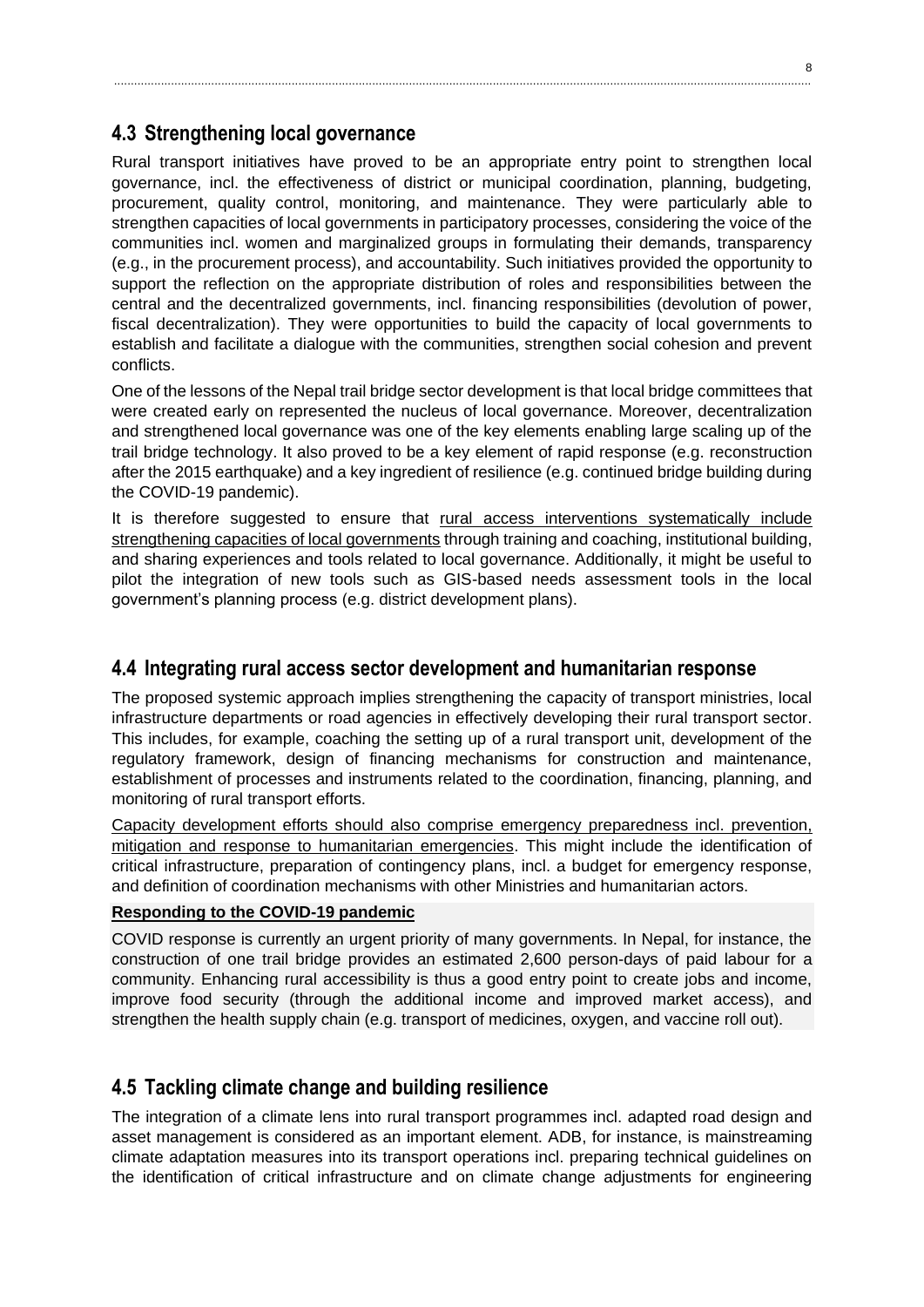## 4.3 Strengthening local governance

Rural transport initiatives have proved to be an appropriate entry point to strengthen local governance, incl. the effectiveness of district or municipal coordination, planning, budgeting, procurement, quality control, monitoring, and maintenance. They were particularly able to strengthen capacities of local governments in participatory processes, considering the voice of the communities incl. women and marginalized groups in formulating their demands, transparency (e.g., in the procurement process), and accountability. Such initiatives provided the opportunity to support the reflection on the appropriate distribution of roles and responsibilities between the central and the decentralized governments, incl. financing responsibilities (devolution of power, fiscal decentralization). They were opportunities to build the capacity of local governments to establish and facilitate a dialogue with the communities, strengthen social cohesion and prevent conflicts.

One of the lessons of the Nepal trail bridge sector development is that local bridge committees that were created early on represented the nucleus of local governance. Moreover, decentralization and strengthened local governance was one of the key elements enabling large scaling up of the trail bridge technology. It also proved to be a key element of rapid response (e.g. reconstruction after the 2015 earthquake) and a key ingredient of resilience (e.g. continued bridge building during the COVID-19 pandemic).

It is therefore suggested to ensure that rural access interventions systematically include strengthening capacities of local governments through training and coaching, institutional building, and sharing experiences and tools related to local governance. Additionally, it might be useful to pilot the integration of new tools such as GIS-based needs assessment tools in the local government's planning process (e.g. district development plans).

## 4.4 Integrating rural access sector development and humanitarian response

The proposed systemic approach implies strengthening the capacity of transport ministries, local infrastructure departments or road agencies in effectively developing their rural transport sector. This includes, for example, coaching the setting up of a rural transport unit, development of the regulatory framework, design of financing mechanisms for construction and maintenance, establishment of processes and instruments related to the coordination, financing, planning, and monitoring of rural transport efforts.

Capacity development efforts should also comprise emergency preparedness incl. prevention, mitigation and response to humanitarian emergencies. This might include the identification of critical infrastructure, preparation of contingency plans, incl. a budget for emergency response, and definition of coordination mechanisms with other Ministries and humanitarian actors.

**Responding to the COVID-19 pandemic**

COVID response is currently an urgent priority of many governments. In Nepal, for instance, the construction of one trail bridge provides an estimated 2,600 person-days of paid labour for a community. Enhancing rural accessibility is thus a good entry point to create jobs and income, improve food security (through the additional income and improved market access), and strengthen the health supply chain (e.g. transport of medicines, oxygen, and vaccine roll out).

## 4.5 Tackling climate change and building resilience

The integration of a climate lens into rural transport programmes incl. adapted road design and asset management is considered as an important element. ADB, for instance, is mainstreaming climate adaptation measures into its transport operations incl. preparing technical guidelines on the identification of critical infrastructure and on climate change adjustments for engineering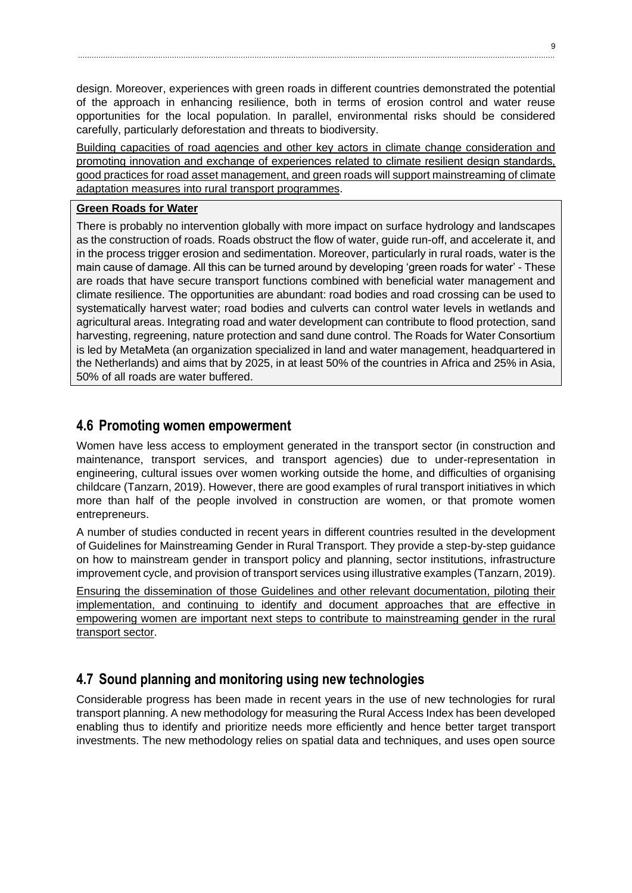design. Moreover, experiences with green roads in different countries demonstrated the potential of the approach in enhancing resilience, both in terms of erosion control and water reuse opportunities for the local population. In parallel, environmental risks should be considered carefully, particularly deforestation and threats to biodiversity.

<u>Building capacities of road agencies and other key actors in climate change consideration and promoting innovation and exchange of experiences related to climate resilient design standards, good practices for road asset management, and green roads will support mainstreaming of climate adaptation measures into rural transport programmes</u>.

> **<u>Green Roads for Water</u>**
>
> There is probably no intervention globally with more impact on surface hydrology and landscapes as the construction of roads. Roads obstruct the flow of water, guide run-off, and accelerate it, and in the process trigger erosion and sedimentation. Moreover, particularly in rural roads, water is the main cause of damage. All this can be turned around by developing 'green roads for water' - These are roads that have secure transport functions combined with beneficial water management and climate resilience. The opportunities are abundant: road bodies and road crossing can be used to systematically harvest water; road bodies and culverts can control water levels in wetlands and agricultural areas. Integrating road and water development can contribute to flood protection, sand harvesting, regreening, nature protection and sand dune control. The Roads for Water Consortium is led by MetaMeta (an organization specialized in land and water management, headquartered in the Netherlands) and aims that by 2025, in at least 50% of the countries in Africa and 25% in Asia, 50% of all roads are water buffered.

## 4.6 Promoting women empowerment

Women have less access to employment generated in the transport sector (in construction and maintenance, transport services, and transport agencies) due to under-representation in engineering, cultural issues over women working outside the home, and difficulties of organising childcare (Tanzarn, 2019). However, there are good examples of rural transport initiatives in which more than half of the people involved in construction are women, or that promote women entrepreneurs.

A number of studies conducted in recent years in different countries resulted in the development of Guidelines for Mainstreaming Gender in Rural Transport. They provide a step-by-step guidance on how to mainstream gender in transport policy and planning, sector institutions, infrastructure improvement cycle, and provision of transport services using illustrative examples (Tanzarn, 2019).

<u>Ensuring the dissemination of those Guidelines and other relevant documentation, piloting their implementation, and continuing to identify and document approaches that are effective in empowering women are important next steps to contribute to mainstreaming gender in the rural transport sector</u>.

## 4.7 Sound planning and monitoring using new technologies

Considerable progress has been made in recent years in the use of new technologies for rural transport planning. A new methodology for measuring the Rural Access Index has been developed enabling thus to identify and prioritize needs more efficiently and hence better target transport investments. The new methodology relies on spatial data and techniques, and uses open source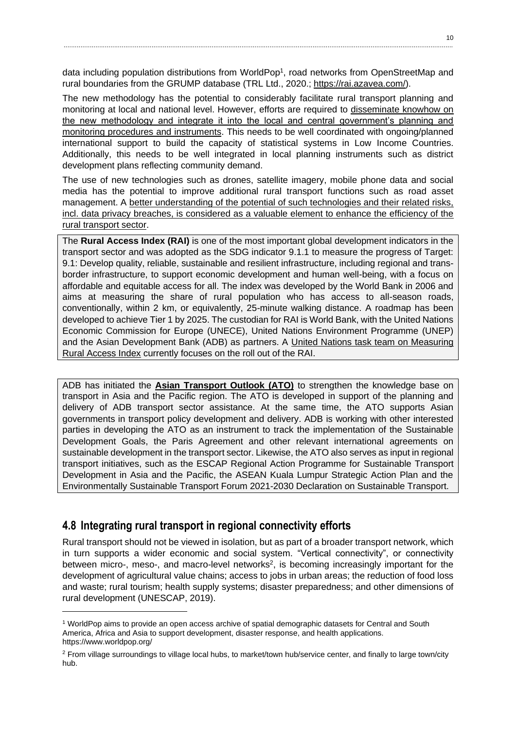data including population distributions from WorldPop[1], road networks from OpenStreetMap and rural boundaries from the GRUMP database (TRL Ltd., 2020.; https://rai.azavea.com/).

The new methodology has the potential to considerably facilitate rural transport planning and monitoring at local and national level. However, efforts are required to disseminate knowhow on the new methodology and integrate it into the local and central government's planning and monitoring procedures and instruments. This needs to be well coordinated with ongoing/planned international support to build the capacity of statistical systems in Low Income Countries. Additionally, this needs to be well integrated in local planning instruments such as district development plans reflecting community demand.

The use of new technologies such as drones, satellite imagery, mobile phone data and social media has the potential to improve additional rural transport functions such as road asset management. A better understanding of the potential of such technologies and their related risks, incl. data privacy breaches, is considered as a valuable element to enhance the efficiency of the rural transport sector.

> The **Rural Access Index (RAI)** is one of the most important global development indicators in the transport sector and was adopted as the SDG indicator 9.1.1 to measure the progress of Target: 9.1: Develop quality, reliable, sustainable and resilient infrastructure, including regional and trans-border infrastructure, to support economic development and human well-being, with a focus on affordable and equitable access for all. The index was developed by the World Bank in 2006 and aims at measuring the share of rural population who has access to all-season roads, conventionally, within 2 km, or equivalently, 25-minute walking distance. A roadmap has been developed to achieve Tier 1 by 2025. The custodian for RAI is World Bank, with the United Nations Economic Commission for Europe (UNECE), United Nations Environment Programme (UNEP) and the Asian Development Bank (ADB) as partners. A United Nations task team on Measuring Rural Access Index currently focuses on the roll out of the RAI.

> ADB has initiated the **Asian Transport Outlook (ATO)** to strengthen the knowledge base on transport in Asia and the Pacific region. The ATO is developed in support of the planning and delivery of ADB transport sector assistance. At the same time, the ATO supports Asian governments in transport policy development and delivery. ADB is working with other interested parties in developing the ATO as an instrument to track the implementation of the Sustainable Development Goals, the Paris Agreement and other relevant international agreements on sustainable development in the transport sector. Likewise, the ATO also serves as input in regional transport initiatives, such as the ESCAP Regional Action Programme for Sustainable Transport Development in Asia and the Pacific, the ASEAN Kuala Lumpur Strategic Action Plan and the Environmentally Sustainable Transport Forum 2021-2030 Declaration on Sustainable Transport.

## 4.8 Integrating rural transport in regional connectivity efforts

Rural transport should not be viewed in isolation, but as part of a broader transport network, which in turn supports a wider economic and social system. "Vertical connectivity", or connectivity between micro-, meso-, and macro-level networks[2], is becoming increasingly important for the development of agricultural value chains; access to jobs in urban areas; the reduction of food loss and waste; rural tourism; health supply systems; disaster preparedness; and other dimensions of rural development (UNESCAP, 2019).

---

[1] WorldPop aims to provide an open access archive of spatial demographic datasets for Central and South America, Africa and Asia to support development, disaster response, and health applications. https://www.worldpop.org/

[2] From village surroundings to village local hubs, to market/town hub/service center, and finally to large town/city hub.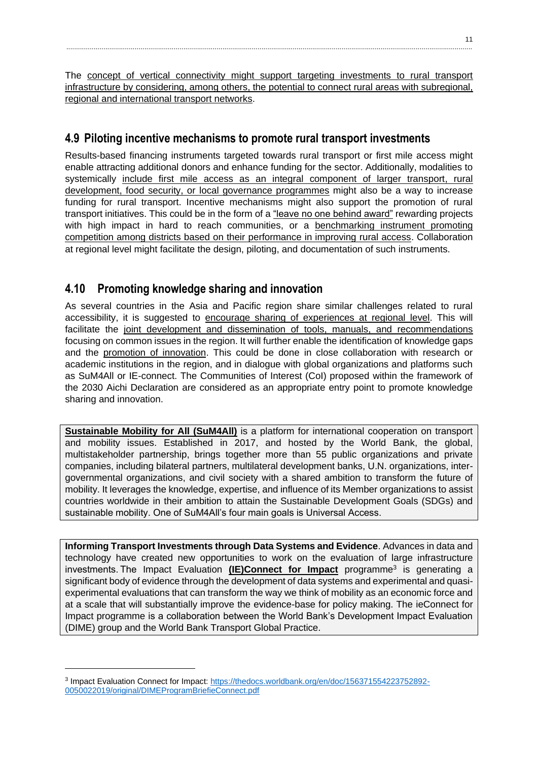The concept of vertical connectivity might support targeting investments to rural transport infrastructure by considering, among others, the potential to connect rural areas with subregional, regional and international transport networks.

## 4.9 Piloting incentive mechanisms to promote rural transport investments

Results-based financing instruments targeted towards rural transport or first mile access might enable attracting additional donors and enhance funding for the sector. Additionally, modalities to systemically include first mile access as an integral component of larger transport, rural development, food security, or local governance programmes might also be a way to increase funding for rural transport. Incentive mechanisms might also support the promotion of rural transport initiatives. This could be in the form of a "leave no one behind award" rewarding projects with high impact in hard to reach communities, or a benchmarking instrument promoting competition among districts based on their performance in improving rural access. Collaboration at regional level might facilitate the design, piloting, and documentation of such instruments.

## 4.10 Promoting knowledge sharing and innovation

As several countries in the Asia and Pacific region share similar challenges related to rural accessibility, it is suggested to encourage sharing of experiences at regional level. This will facilitate the joint development and dissemination of tools, manuals, and recommendations focusing on common issues in the region. It will further enable the identification of knowledge gaps and the promotion of innovation. This could be done in close collaboration with research or academic institutions in the region, and in dialogue with global organizations and platforms such as SuM4All or IE-connect. The Communities of Interest (CoI) proposed within the framework of the 2030 Aichi Declaration are considered as an appropriate entry point to promote knowledge sharing and innovation.

**Sustainable Mobility for All (SuM4All)** is a platform for international cooperation on transport and mobility issues. Established in 2017, and hosted by the World Bank, the global, multistakeholder partnership, brings together more than 55 public organizations and private companies, including bilateral partners, multilateral development banks, U.N. organizations, inter-governmental organizations, and civil society with a shared ambition to transform the future of mobility. It leverages the knowledge, expertise, and influence of its Member organizations to assist countries worldwide in their ambition to attain the Sustainable Development Goals (SDGs) and sustainable mobility. One of SuM4All's four main goals is Universal Access.

**Informing Transport Investments through Data Systems and Evidence**. Advances in data and technology have created new opportunities to work on the evaluation of large infrastructure investments. The Impact Evaluation **(IE)Connect for Impact** programme[3] is generating a significant body of evidence through the development of data systems and experimental and quasi-experimental evaluations that can transform the way we think of mobility as an economic force and at a scale that will substantially improve the evidence-base for policy making. The ieConnect for Impact programme is a collaboration between the World Bank's Development Impact Evaluation (DIME) group and the World Bank Transport Global Practice.

---

[3] Impact Evaluation Connect for Impact: https://thedocs.worldbank.org/en/doc/156371554223752892-0050022019/original/DIMEProgramBriefieConnect.pdf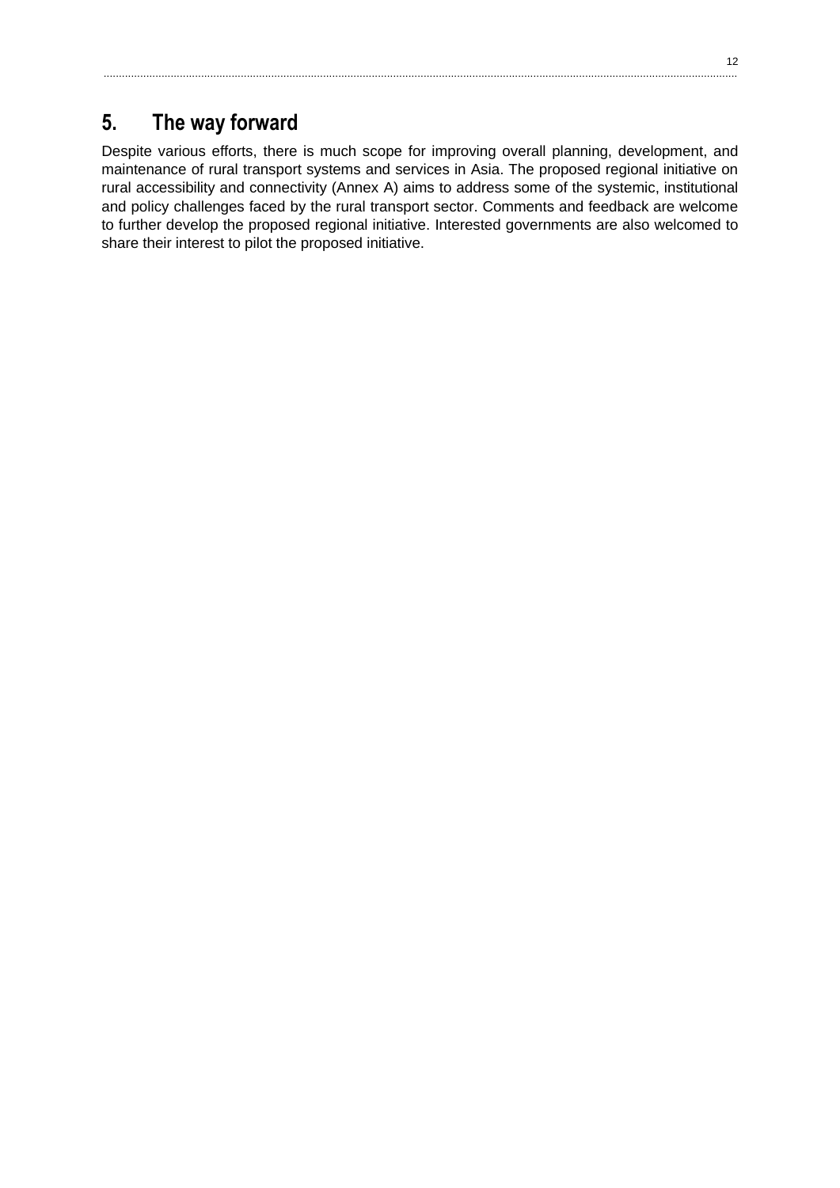## 5. The way forward

Despite various efforts, there is much scope for improving overall planning, development, and maintenance of rural transport systems and services in Asia. The proposed regional initiative on rural accessibility and connectivity (Annex A) aims to address some of the systemic, institutional and policy challenges faced by the rural transport sector. Comments and feedback are welcome to further develop the proposed regional initiative. Interested governments are also welcomed to share their interest to pilot the proposed initiative.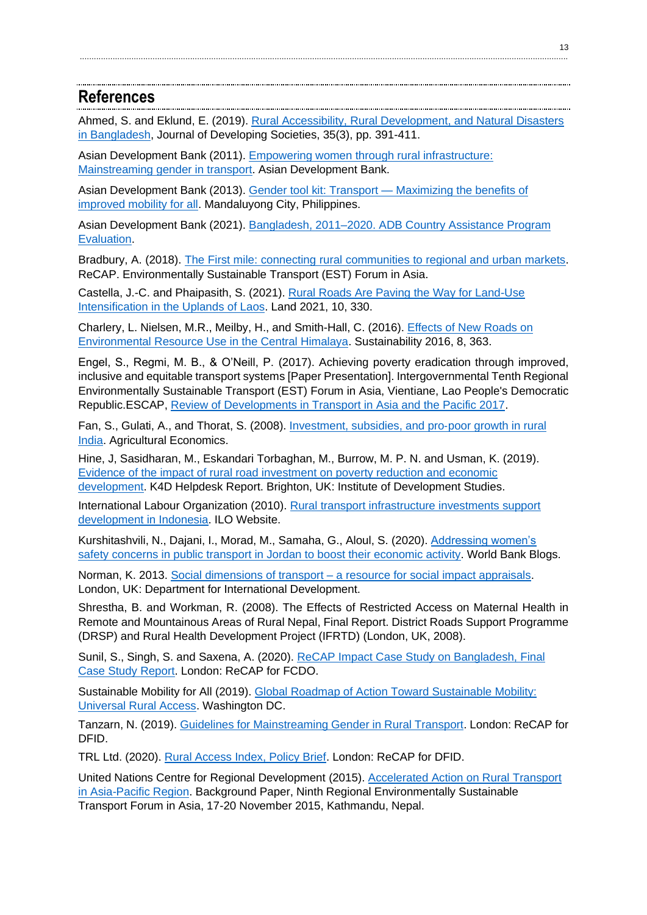## References

Ahmed, S. and Eklund, E. (2019). Rural Accessibility, Rural Development, and Natural Disasters in Bangladesh, Journal of Developing Societies, 35(3), pp. 391-411.

Asian Development Bank (2011). Empowering women through rural infrastructure: Mainstreaming gender in transport. Asian Development Bank.

Asian Development Bank (2013). Gender tool kit: Transport — Maximizing the benefits of improved mobility for all. Mandaluyong City, Philippines.

Asian Development Bank (2021). Bangladesh, 2011–2020. ADB Country Assistance Program Evaluation.

Bradbury, A. (2018). The First mile: connecting rural communities to regional and urban markets. ReCAP. Environmentally Sustainable Transport (EST) Forum in Asia.

Castella, J.-C. and Phaipasith, S. (2021). Rural Roads Are Paving the Way for Land-Use Intensification in the Uplands of Laos. Land 2021, 10, 330.

Charlery, L. Nielsen, M.R., Meilby, H., and Smith-Hall, C. (2016). Effects of New Roads on Environmental Resource Use in the Central Himalaya. Sustainability 2016, 8, 363.

Engel, S., Regmi, M. B., & O'Neill, P. (2017). Achieving poverty eradication through improved, inclusive and equitable transport systems [Paper Presentation]. Intergovernmental Tenth Regional Environmentally Sustainable Transport (EST) Forum in Asia, Vientiane, Lao People's Democratic Republic.ESCAP, Review of Developments in Transport in Asia and the Pacific 2017.

Fan, S., Gulati, A., and Thorat, S. (2008). Investment, subsidies, and pro-poor growth in rural India. Agricultural Economics.

Hine, J, Sasidharan, M., Eskandari Torbaghan, M., Burrow, M. P. N. and Usman, K. (2019). Evidence of the impact of rural road investment on poverty reduction and economic development. K4D Helpdesk Report. Brighton, UK: Institute of Development Studies.

International Labour Organization (2010). Rural transport infrastructure investments support development in Indonesia. ILO Website.

Kurshitashvili, N., Dajani, I., Morad, M., Samaha, G., Aloul, S. (2020). Addressing women's safety concerns in public transport in Jordan to boost their economic activity. World Bank Blogs.

Norman, K. 2013. Social dimensions of transport – a resource for social impact appraisals. London, UK: Department for International Development.

Shrestha, B. and Workman, R. (2008). The Effects of Restricted Access on Maternal Health in Remote and Mountainous Areas of Rural Nepal, Final Report. District Roads Support Programme (DRSP) and Rural Health Development Project (IFRTD) (London, UK, 2008).

Sunil, S., Singh, S. and Saxena, A. (2020). ReCAP Impact Case Study on Bangladesh, Final Case Study Report. London: ReCAP for FCDO.

Sustainable Mobility for All (2019). Global Roadmap of Action Toward Sustainable Mobility: Universal Rural Access. Washington DC.

Tanzarn, N. (2019). Guidelines for Mainstreaming Gender in Rural Transport. London: ReCAP for DFID.

TRL Ltd. (2020). Rural Access Index, Policy Brief. London: ReCAP for DFID.

United Nations Centre for Regional Development (2015). Accelerated Action on Rural Transport in Asia-Pacific Region. Background Paper, Ninth Regional Environmentally Sustainable Transport Forum in Asia, 17-20 November 2015, Kathmandu, Nepal.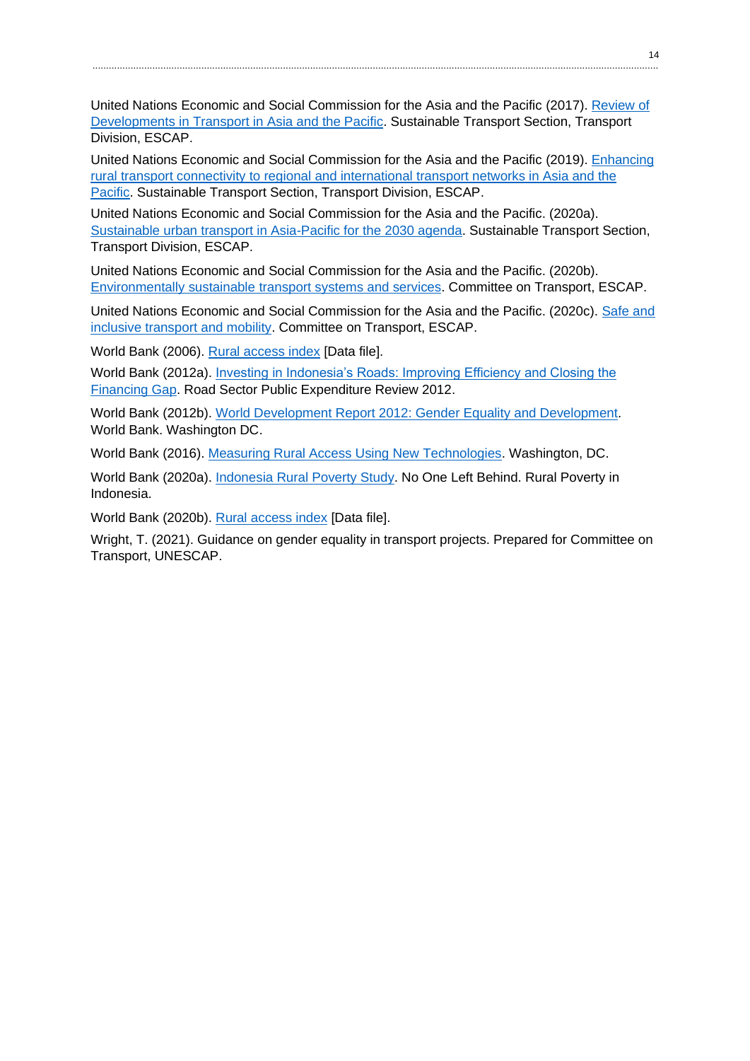United Nations Economic and Social Commission for the Asia and the Pacific (2017). Review of Developments in Transport in Asia and the Pacific. Sustainable Transport Section, Transport Division, ESCAP.

United Nations Economic and Social Commission for the Asia and the Pacific (2019). Enhancing rural transport connectivity to regional and international transport networks in Asia and the Pacific. Sustainable Transport Section, Transport Division, ESCAP.

United Nations Economic and Social Commission for the Asia and the Pacific. (2020a). Sustainable urban transport in Asia-Pacific for the 2030 agenda. Sustainable Transport Section, Transport Division, ESCAP.

United Nations Economic and Social Commission for the Asia and the Pacific. (2020b). Environmentally sustainable transport systems and services. Committee on Transport, ESCAP.

United Nations Economic and Social Commission for the Asia and the Pacific. (2020c). Safe and inclusive transport and mobility. Committee on Transport, ESCAP.

World Bank (2006). Rural access index [Data file].

World Bank (2012a). Investing in Indonesia's Roads: Improving Efficiency and Closing the Financing Gap. Road Sector Public Expenditure Review 2012.

World Bank (2012b). World Development Report 2012: Gender Equality and Development. World Bank. Washington DC.

World Bank (2016). Measuring Rural Access Using New Technologies. Washington, DC.

World Bank (2020a). Indonesia Rural Poverty Study. No One Left Behind. Rural Poverty in Indonesia.

World Bank (2020b). Rural access index [Data file].

Wright, T. (2021). Guidance on gender equality in transport projects. Prepared for Committee on Transport, UNESCAP.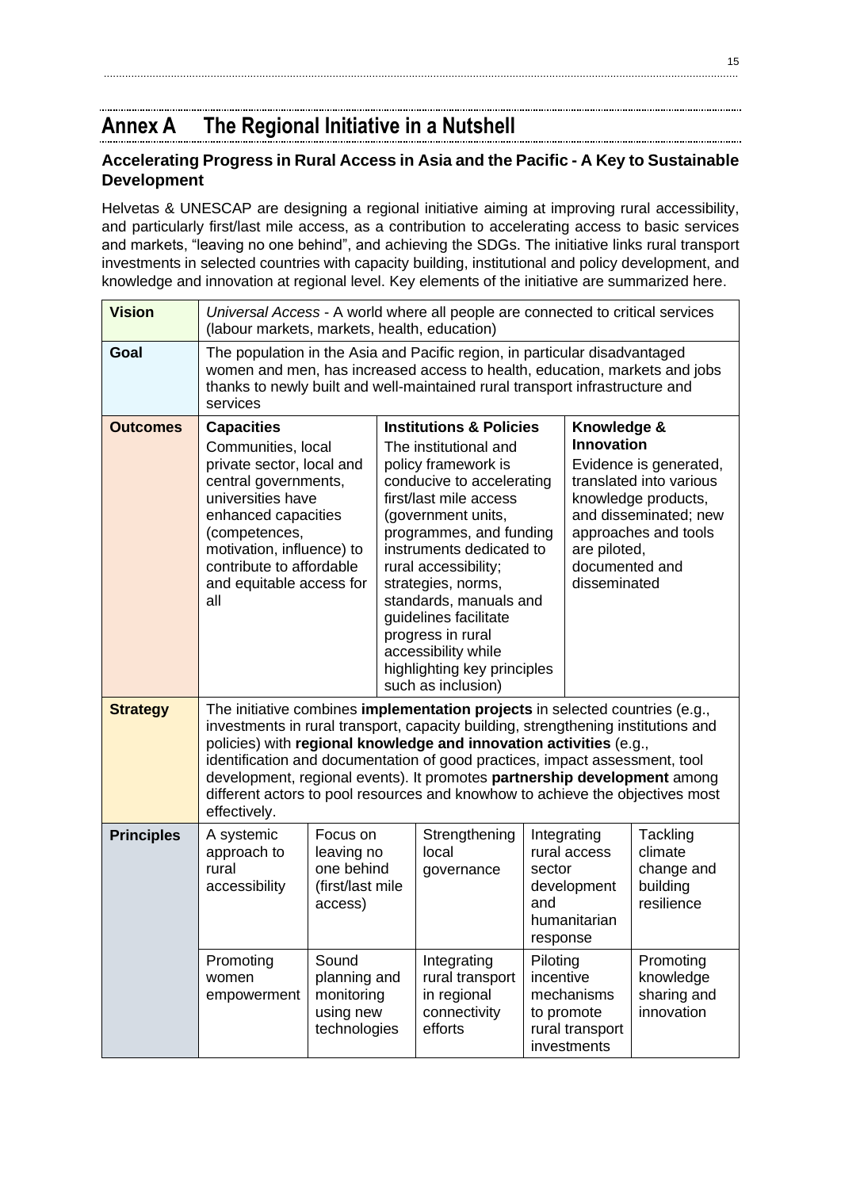# Annex A The Regional Initiative in a Nutshell

### Accelerating Progress in Rural Access in Asia and the Pacific - A Key to Sustainable Development

Helvetas & UNESCAP are designing a regional initiative aiming at improving rural accessibility, and particularly first/last mile access, as a contribution to accelerating access to basic services and markets, "leaving no one behind", and achieving the SDGs. The initiative links rural transport investments in selected countries with capacity building, institutional and policy development, and knowledge and innovation at regional level. Key elements of the initiative are summarized here.

| | | | | | |
|---|---|---|---|---|---|
| **Vision** | *Universal Access* - A world where all people are connected to critical services (labour markets, markets, health, education) | | | | |
| **Goal** | The population in the Asia and Pacific region, in particular disadvantaged women and men, has increased access to health, education, markets and jobs thanks to newly built and well-maintained rural transport infrastructure and services | | | | |
| **Outcomes** | **Capacities** Communities, local private sector, local and central governments, universities have enhanced capacities (competences, motivation, influence) to contribute to affordable and equitable access for all | | **Institutions & Policies** The institutional and policy framework is conducive to accelerating first/last mile access (government units, programmes, and funding instruments dedicated to rural accessibility; strategies, norms, standards, manuals and guidelines facilitate progress in rural accessibility while highlighting key principles such as inclusion) | | **Knowledge & Innovation** Evidence is generated, translated into various knowledge products, and disseminated; new approaches and tools are piloted, documented and disseminated |
| **Strategy** | The initiative combines **implementation projects** in selected countries (e.g., investments in rural transport, capacity building, strengthening institutions and policies) with **regional knowledge and innovation activities** (e.g., identification and documentation of good practices, impact assessment, tool development, regional events). It promotes **partnership development** among different actors to pool resources and knowhow to achieve the objectives most effectively. | | | | |
| **Principles** | A systemic approach to rural accessibility | Focus on leaving no one behind (first/last mile access) | Strengthening local governance | Integrating rural access sector development and humanitarian response | Tackling climate change and building resilience |
| | Promoting women empowerment | Sound planning and monitoring using new technologies | Integrating rural transport in regional connectivity efforts | Piloting incentive mechanisms to promote rural transport investments | Promoting knowledge sharing and innovation |